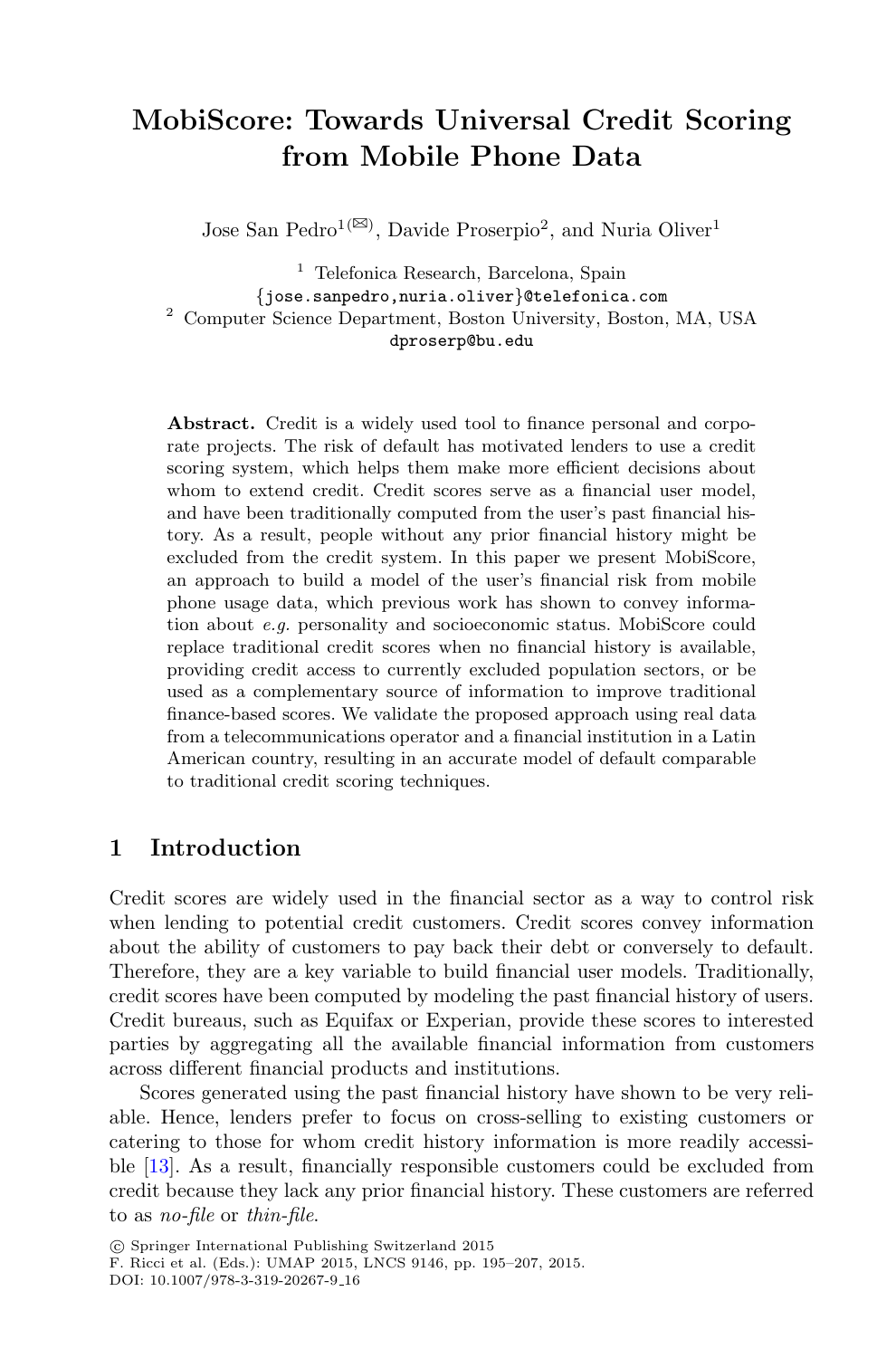# MobiScore: Towards Universal Credit Scoring from Mobile Phone Data

Jose San Pedro[1](✉), Davide Proserpio[2], and Nuria Oliver[1]

[1] Telefonica Research, Barcelona, Spain
{jose.sanpedro,nuria.oliver}@telefonica.com

[2] Computer Science Department, Boston University, Boston, MA, USA
dproserp@bu.edu

**Abstract.** Credit is a widely used tool to finance personal and corporate projects. The risk of default has motivated lenders to use a credit scoring system, which helps them make more efficient decisions about whom to extend credit. Credit scores serve as a financial user model, and have been traditionally computed from the user's past financial history. As a result, people without any prior financial history might be excluded from the credit system. In this paper we present MobiScore, an approach to build a model of the user's financial risk from mobile phone usage data, which previous work has shown to convey information about *e.g.* personality and socioeconomic status. MobiScore could replace traditional credit scores when no financial history is available, providing credit access to currently excluded population sectors, or be used as a complementary source of information to improve traditional finance-based scores. We validate the proposed approach using real data from a telecommunications operator and a financial institution in a Latin American country, resulting in an accurate model of default comparable to traditional credit scoring techniques.

## 1 Introduction

Credit scores are widely used in the financial sector as a way to control risk when lending to potential credit customers. Credit scores convey information about the ability of customers to pay back their debt or conversely to default. Therefore, they are a key variable to build financial user models. Traditionally, credit scores have been computed by modeling the past financial history of users. Credit bureaus, such as Equifax or Experian, provide these scores to interested parties by aggregating all the available financial information from customers across different financial products and institutions.

Scores generated using the past financial history have shown to be very reliable. Hence, lenders prefer to focus on cross-selling to existing customers or catering to those for whom credit history information is more readily accessible [13]. As a result, financially responsible customers could be excluded from credit because they lack any prior financial history. These customers are referred to as *no-file* or *thin-file*.

© Springer International Publishing Switzerland 2015
F. Ricci et al. (Eds.): UMAP 2015, LNCS 9146, pp. 195–207, 2015.
DOI: 10.1007/978-3-319-20267-9_16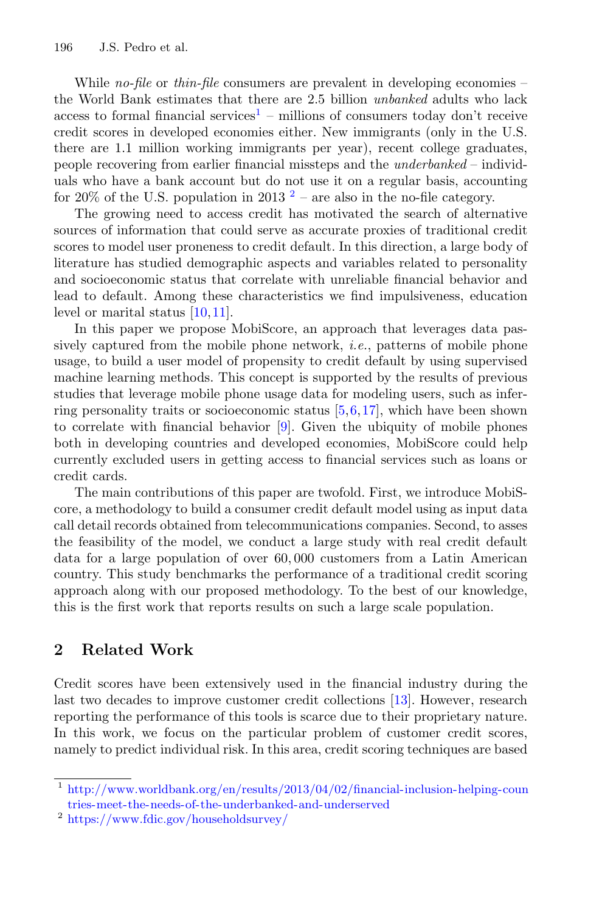While *no-file* or *thin-file* consumers are prevalent in developing economies – the World Bank estimates that there are 2.5 billion *unbanked* adults who lack access to formal financial services[1] – millions of consumers today don't receive credit scores in developed economies either. New immigrants (only in the U.S. there are 1.1 million working immigrants per year), recent college graduates, people recovering from earlier financial missteps and the *underbanked* – individuals who have a bank account but do not use it on a regular basis, accounting for 20% of the U.S. population in 2013 [2] – are also in the no-file category.

The growing need to access credit has motivated the search of alternative sources of information that could serve as accurate proxies of traditional credit scores to model user proneness to credit default. In this direction, a large body of literature has studied demographic aspects and variables related to personality and socioeconomic status that correlate with unreliable financial behavior and lead to default. Among these characteristics we find impulsiveness, education level or marital status [10,11].

In this paper we propose MobiScore, an approach that leverages data passively captured from the mobile phone network, *i.e.*, patterns of mobile phone usage, to build a user model of propensity to credit default by using supervised machine learning methods. This concept is supported by the results of previous studies that leverage mobile phone usage data for modeling users, such as inferring personality traits or socioeconomic status [5,6,17], which have been shown to correlate with financial behavior [9]. Given the ubiquity of mobile phones both in developing countries and developed economies, MobiScore could help currently excluded users in getting access to financial services such as loans or credit cards.

The main contributions of this paper are twofold. First, we introduce MobiScore, a methodology to build a consumer credit default model using as input data call detail records obtained from telecommunications companies. Second, to asses the feasibility of the model, we conduct a large study with real credit default data for a large population of over 60,000 customers from a Latin American country. This study benchmarks the performance of a traditional credit scoring approach along with our proposed methodology. To the best of our knowledge, this is the first work that reports results on such a large scale population.

## 2 Related Work

Credit scores have been extensively used in the financial industry during the last two decades to improve customer credit collections [13]. However, research reporting the performance of this tools is scarce due to their proprietary nature. In this work, we focus on the particular problem of customer credit scores, namely to predict individual risk. In this area, credit scoring techniques are based

[1] http://www.worldbank.org/en/results/2013/04/02/financial-inclusion-helping-countries-meet-the-needs-of-the-underbanked-and-underserved

[2] https://www.fdic.gov/householdsurvey/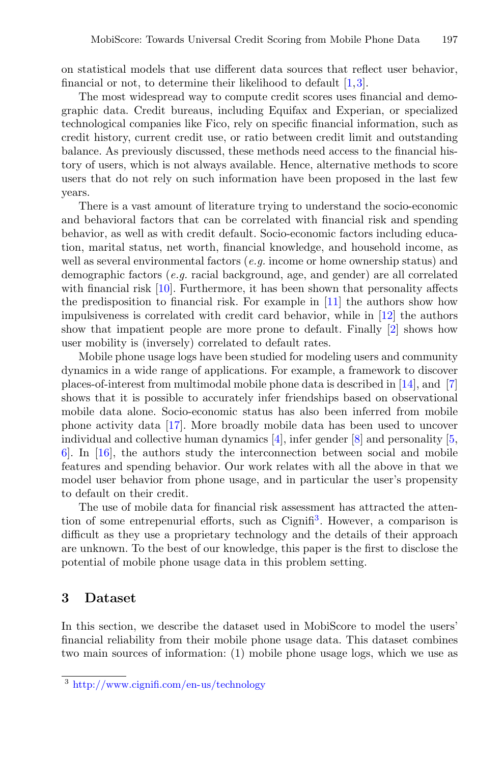on statistical models that use different data sources that reflect user behavior, financial or not, to determine their likelihood to default [1,3].

The most widespread way to compute credit scores uses financial and demographic data. Credit bureaus, including Equifax and Experian, or specialized technological companies like Fico, rely on specific financial information, such as credit history, current credit use, or ratio between credit limit and outstanding balance. As previously discussed, these methods need access to the financial history of users, which is not always available. Hence, alternative methods to score users that do not rely on such information have been proposed in the last few years.

There is a vast amount of literature trying to understand the socio-economic and behavioral factors that can be correlated with financial risk and spending behavior, as well as with credit default. Socio-economic factors including education, marital status, net worth, financial knowledge, and household income, as well as several environmental factors (*e.g.* income or home ownership status) and demographic factors (*e.g.* racial background, age, and gender) are all correlated with financial risk [10]. Furthermore, it has been shown that personality affects the predisposition to financial risk. For example in [11] the authors show how impulsiveness is correlated with credit card behavior, while in [12] the authors show that impatient people are more prone to default. Finally [2] shows how user mobility is (inversely) correlated to default rates.

Mobile phone usage logs have been studied for modeling users and community dynamics in a wide range of applications. For example, a framework to discover places-of-interest from multimodal mobile phone data is described in [14], and [7] shows that it is possible to accurately infer friendships based on observational mobile data alone. Socio-economic status has also been inferred from mobile phone activity data [17]. More broadly mobile data has been used to uncover individual and collective human dynamics [4], infer gender [8] and personality [5,6]. In [16], the authors study the interconnection between social and mobile features and spending behavior. Our work relates with all the above in that we model user behavior from phone usage, and in particular the user's propensity to default on their credit.

The use of mobile data for financial risk assessment has attracted the attention of some entrepenurial efforts, such as Cignifi[3]. However, a comparison is difficult as they use a proprietary technology and the details of their approach are unknown. To the best of our knowledge, this paper is the first to disclose the potential of mobile phone usage data in this problem setting.

## 3 Dataset

In this section, we describe the dataset used in MobiScore to model the users' financial reliability from their mobile phone usage data. This dataset combines two main sources of information: (1) mobile phone usage logs, which we use as

[3] http://www.cignifi.com/en-us/technology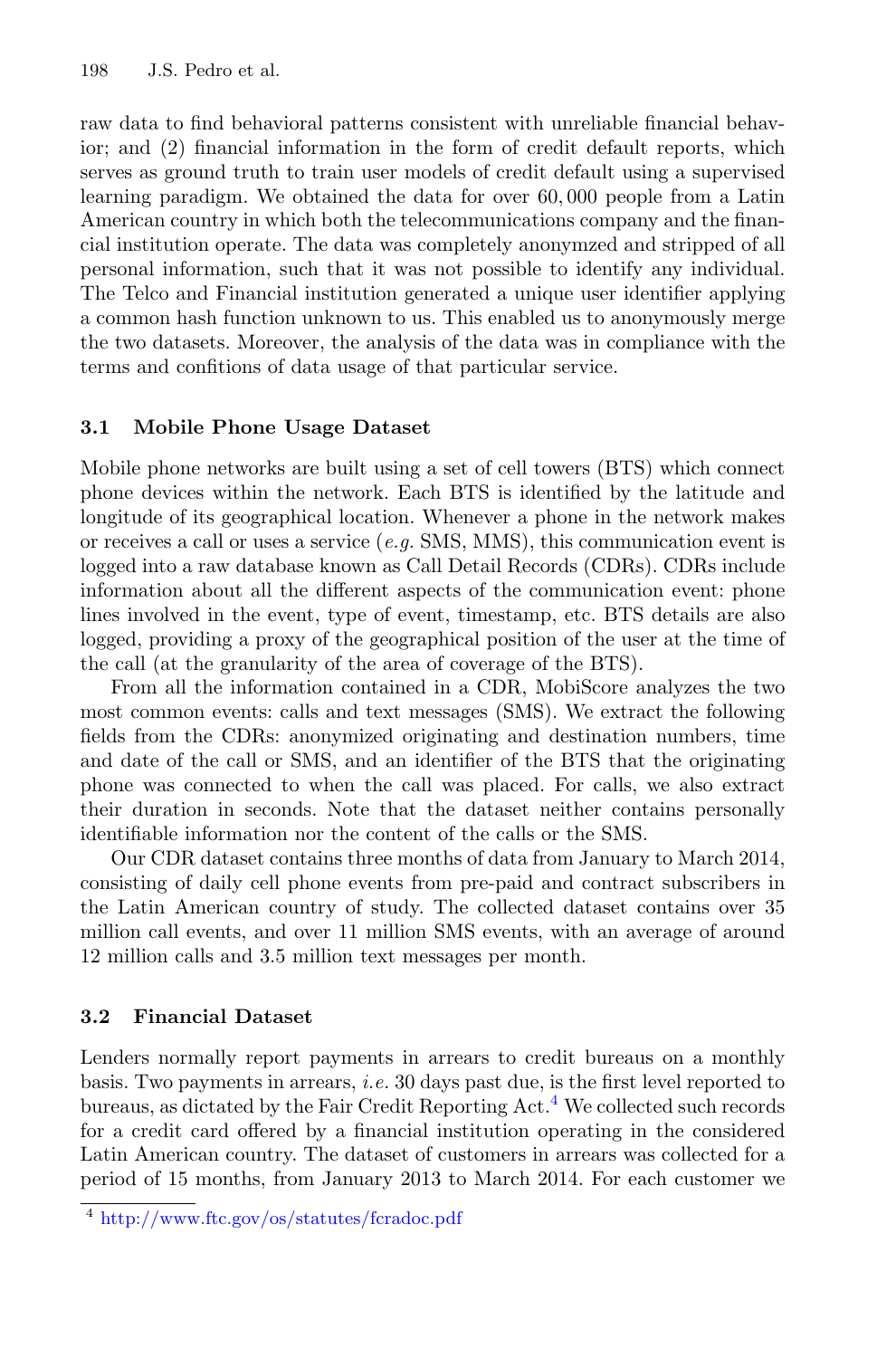raw data to find behavioral patterns consistent with unreliable financial behavior; and (2) financial information in the form of credit default reports, which serves as ground truth to train user models of credit default using a supervised learning paradigm. We obtained the data for over 60, 000 people from a Latin American country in which both the telecommunications company and the financial institution operate. The data was completely anonymzed and stripped of all personal information, such that it was not possible to identify any individual. The Telco and Financial institution generated a unique user identifier applying a common hash function unknown to us. This enabled us to anonymously merge the two datasets. Moreover, the analysis of the data was in compliance with the terms and confitions of data usage of that particular service.

### 3.1 Mobile Phone Usage Dataset

Mobile phone networks are built using a set of cell towers (BTS) which connect phone devices within the network. Each BTS is identified by the latitude and longitude of its geographical location. Whenever a phone in the network makes or receives a call or uses a service (*e.g.* SMS, MMS), this communication event is logged into a raw database known as Call Detail Records (CDRs). CDRs include information about all the different aspects of the communication event: phone lines involved in the event, type of event, timestamp, etc. BTS details are also logged, providing a proxy of the geographical position of the user at the time of the call (at the granularity of the area of coverage of the BTS).

From all the information contained in a CDR, MobiScore analyzes the two most common events: calls and text messages (SMS). We extract the following fields from the CDRs: anonymized originating and destination numbers, time and date of the call or SMS, and an identifier of the BTS that the originating phone was connected to when the call was placed. For calls, we also extract their duration in seconds. Note that the dataset neither contains personally identifiable information nor the content of the calls or the SMS.

Our CDR dataset contains three months of data from January to March 2014, consisting of daily cell phone events from pre-paid and contract subscribers in the Latin American country of study. The collected dataset contains over 35 million call events, and over 11 million SMS events, with an average of around 12 million calls and 3.5 million text messages per month.

### 3.2 Financial Dataset

Lenders normally report payments in arrears to credit bureaus on a monthly basis. Two payments in arrears, *i.e.* 30 days past due, is the first level reported to bureaus, as dictated by the Fair Credit Reporting Act.[4] We collected such records for a credit card offered by a financial institution operating in the considered Latin American country. The dataset of customers in arrears was collected for a period of 15 months, from January 2013 to March 2014. For each customer we

[4] http://www.ftc.gov/os/statutes/fcradoc.pdf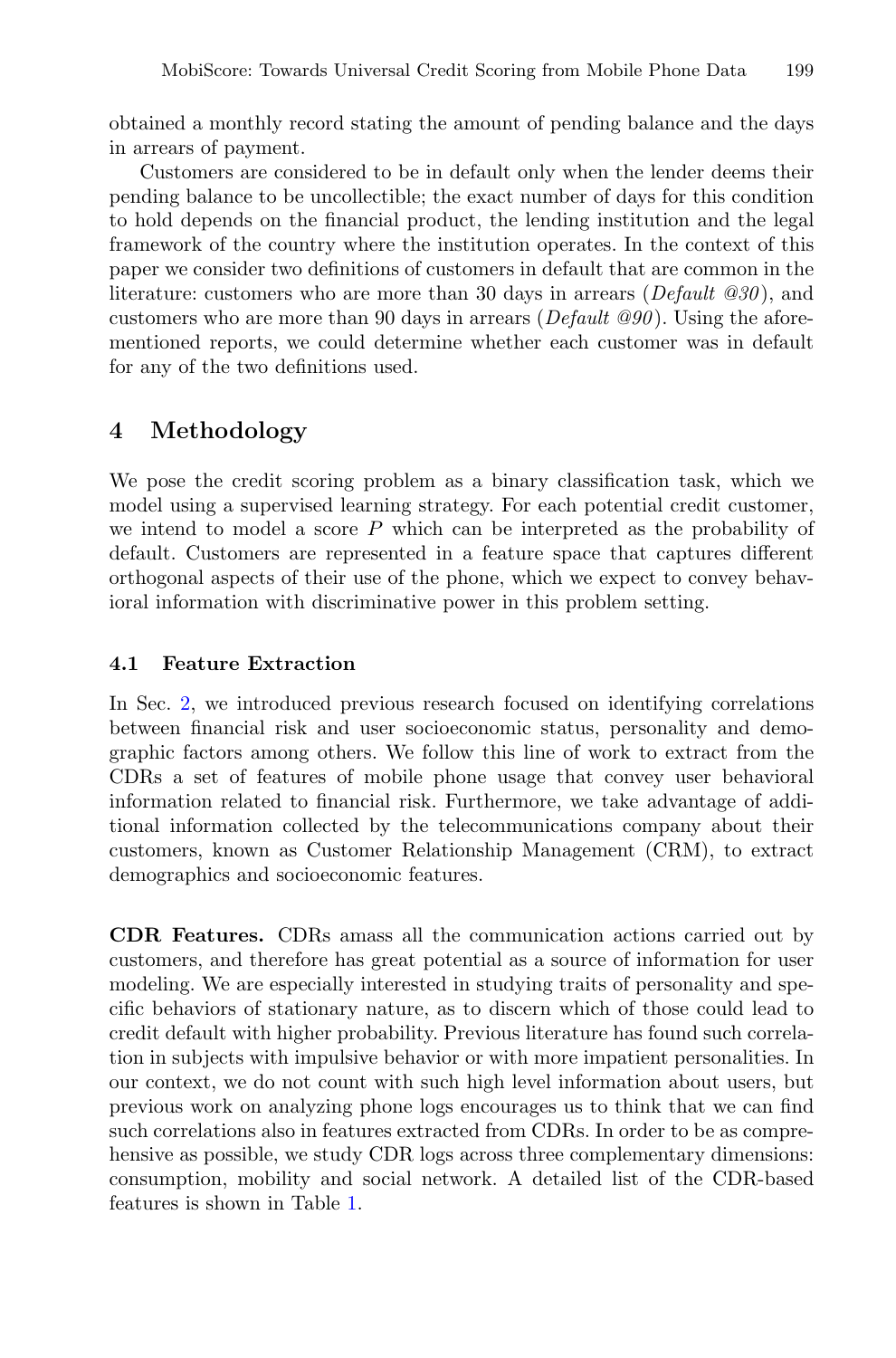obtained a monthly record stating the amount of pending balance and the days in arrears of payment.

Customers are considered to be in default only when the lender deems their pending balance to be uncollectible; the exact number of days for this condition to hold depends on the financial product, the lending institution and the legal framework of the country where the institution operates. In the context of this paper we consider two definitions of customers in default that are common in the literature: customers who are more than 30 days in arrears (*Default @30*), and customers who are more than 90 days in arrears (*Default @90*). Using the aforementioned reports, we could determine whether each customer was in default for any of the two definitions used.

## 4 Methodology

We pose the credit scoring problem as a binary classification task, which we model using a supervised learning strategy. For each potential credit customer, we intend to model a score $P$ which can be interpreted as the probability of default. Customers are represented in a feature space that captures different orthogonal aspects of their use of the phone, which we expect to convey behavioral information with discriminative power in this problem setting.

### 4.1 Feature Extraction

In Sec. 2, we introduced previous research focused on identifying correlations between financial risk and user socioeconomic status, personality and demographic factors among others. We follow this line of work to extract from the CDRs a set of features of mobile phone usage that convey user behavioral information related to financial risk. Furthermore, we take advantage of additional information collected by the telecommunications company about their customers, known as Customer Relationship Management (CRM), to extract demographics and socioeconomic features.

**CDR Features.** CDRs amass all the communication actions carried out by customers, and therefore has great potential as a source of information for user modeling. We are especially interested in studying traits of personality and specific behaviors of stationary nature, as to discern which of those could lead to credit default with higher probability. Previous literature has found such correlation in subjects with impulsive behavior or with more impatient personalities. In our context, we do not count with such high level information about users, but previous work on analyzing phone logs encourages us to think that we can find such correlations also in features extracted from CDRs. In order to be as comprehensive as possible, we study CDR logs across three complementary dimensions: consumption, mobility and social network. A detailed list of the CDR-based features is shown in Table 1.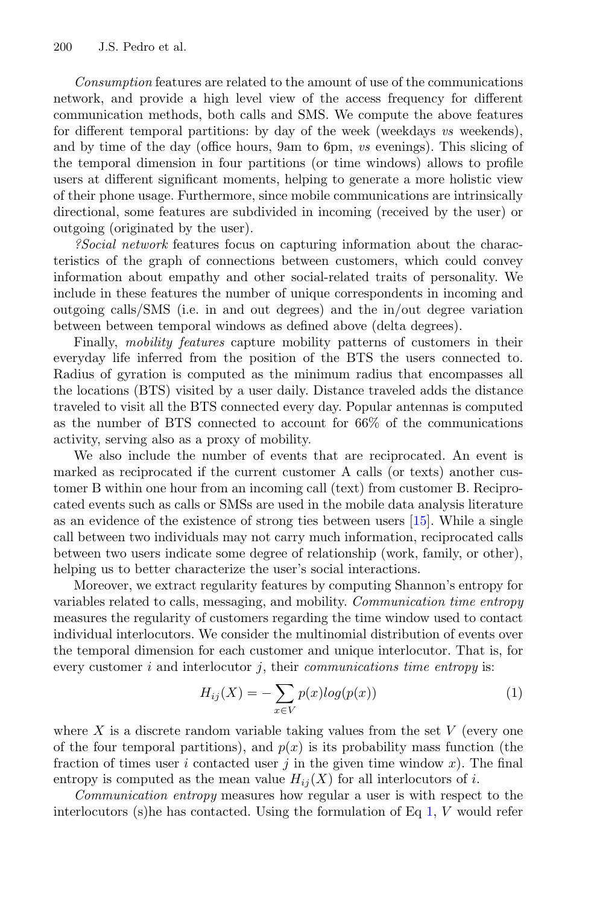*Consumption* features are related to the amount of use of the communications network, and provide a high level view of the access frequency for different communication methods, both calls and SMS. We compute the above features for different temporal partitions: by day of the week (weekdays *vs* weekends), and by time of the day (office hours, 9am to 6pm, *vs* evenings). This slicing of the temporal dimension in four partitions (or time windows) allows to profile users at different significant moments, helping to generate a more holistic view of their phone usage. Furthermore, since mobile communications are intrinsically directional, some features are subdivided in incoming (received by the user) or outgoing (originated by the user).

*?Social network* features focus on capturing information about the characteristics of the graph of connections between customers, which could convey information about empathy and other social-related traits of personality. We include in these features the number of unique correspondents in incoming and outgoing calls/SMS (i.e. in and out degrees) and the in/out degree variation between between temporal windows as defined above (delta degrees).

Finally, *mobility features* capture mobility patterns of customers in their everyday life inferred from the position of the BTS the users connected to. Radius of gyration is computed as the minimum radius that encompasses all the locations (BTS) visited by a user daily. Distance traveled adds the distance traveled to visit all the BTS connected every day. Popular antennas is computed as the number of BTS connected to account for 66% of the communications activity, serving also as a proxy of mobility.

We also include the number of events that are reciprocated. An event is marked as reciprocated if the current customer A calls (or texts) another customer B within one hour from an incoming call (text) from customer B. Reciprocated events such as calls or SMSs are used in the mobile data analysis literature as an evidence of the existence of strong ties between users [15]. While a single call between two individuals may not carry much information, reciprocated calls between two users indicate some degree of relationship (work, family, or other), helping us to better characterize the user's social interactions.

Moreover, we extract regularity features by computing Shannon's entropy for variables related to calls, messaging, and mobility. *Communication time entropy* measures the regularity of customers regarding the time window used to contact individual interlocutors. We consider the multinomial distribution of events over the temporal dimension for each customer and unique interlocutor. That is, for every customer $i$ and interlocutor $j$, their *communications time entropy* is:

$$H_{ij}(X) = -\sum_{x \in V} p(x) log(p(x)) \tag{1}$$

where $X$ is a discrete random variable taking values from the set $V$ (every one of the four temporal partitions), and $p(x)$ is its probability mass function (the fraction of times user $i$ contacted user $j$ in the given time window $x$). The final entropy is computed as the mean value $H_{ij}(X)$ for all interlocutors of $i$.

*Communication entropy* measures how regular a user is with respect to the interlocutors (s)he has contacted. Using the formulation of Eq 1, $V$ would refer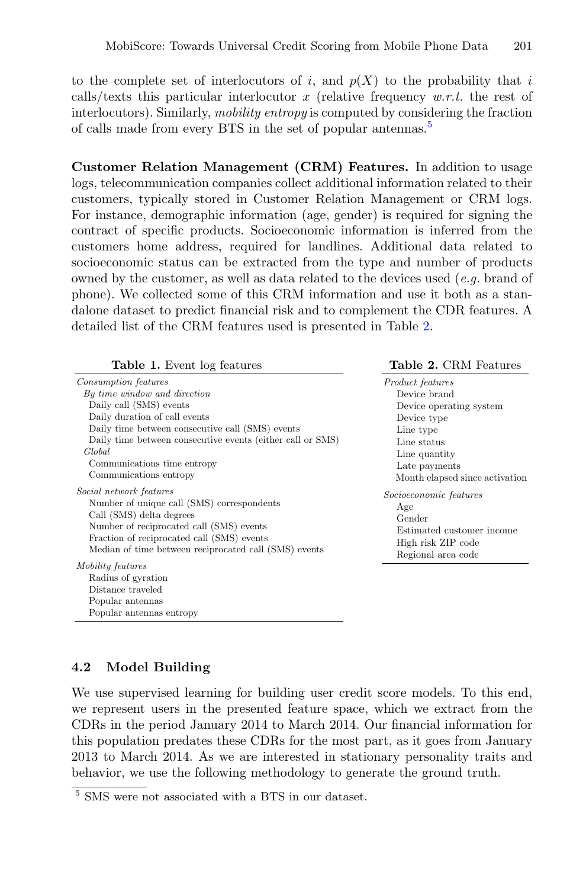to the complete set of interlocutors of $i$, and $p(X)$ to the probability that $i$ calls/texts this particular interlocutor $x$ (relative frequency *w.r.t.* the rest of interlocutors). Similarly, *mobility entropy* is computed by considering the fraction of calls made from every BTS in the set of popular antennas.[5]

**Customer Relation Management (CRM) Features.** In addition to usage logs, telecommunication companies collect additional information related to their customers, typically stored in Customer Relation Management or CRM logs. For instance, demographic information (age, gender) is required for signing the contract of specific products. Socioeconomic information is inferred from the customers home address, required for landlines. Additional data related to socioeconomic status can be extracted from the type and number of products owned by the customer, as well as data related to the devices used (*e.g.* brand of phone). We collected some of this CRM information and use it both as a standalone dataset to predict financial risk and to complement the CDR features. A detailed list of the CRM features used is presented in Table 2.

**Table 1.** Event log features

| |
|---|
| *Consumption features* |
| *By time window and direction* |
| Daily call (SMS) events |
| Daily duration of call events |
| Daily time between consecutive call (SMS) events |
| Daily time between consecutive events (either call or SMS) |
| *Global* |
| Communications time entropy |
| Communications entropy |
| *Social network features* |
| Number of unique call (SMS) correspondents |
| Call (SMS) delta degrees |
| Number of reciprocated call (SMS) events |
| Fraction of reciprocated call (SMS) events |
| Median of time between reciprocated call (SMS) events |
| *Mobility features* |
| Radius of gyration |
| Distance traveled |
| Popular antennas |
| Popular antennas entropy |

**Table 2.** CRM Features

| |
|---|
| *Product features* |
| Device brand |
| Device operating system |
| Device type |
| Line type |
| Line status |
| Line quantity |
| Late payments |
| Month elapsed since activation |
| *Socioeconomic features* |
| Age |
| Gender |
| Estimated customer income |
| High risk ZIP code |
| Regional area code |

### 4.2 Model Building

We use supervised learning for building user credit score models. To this end, we represent users in the presented feature space, which we extract from the CDRs in the period January 2014 to March 2014. Our financial information for this population predates these CDRs for the most part, as it goes from January 2013 to March 2014. As we are interested in stationary personality traits and behavior, we use the following methodology to generate the ground truth.

[5] SMS were not associated with a BTS in our dataset.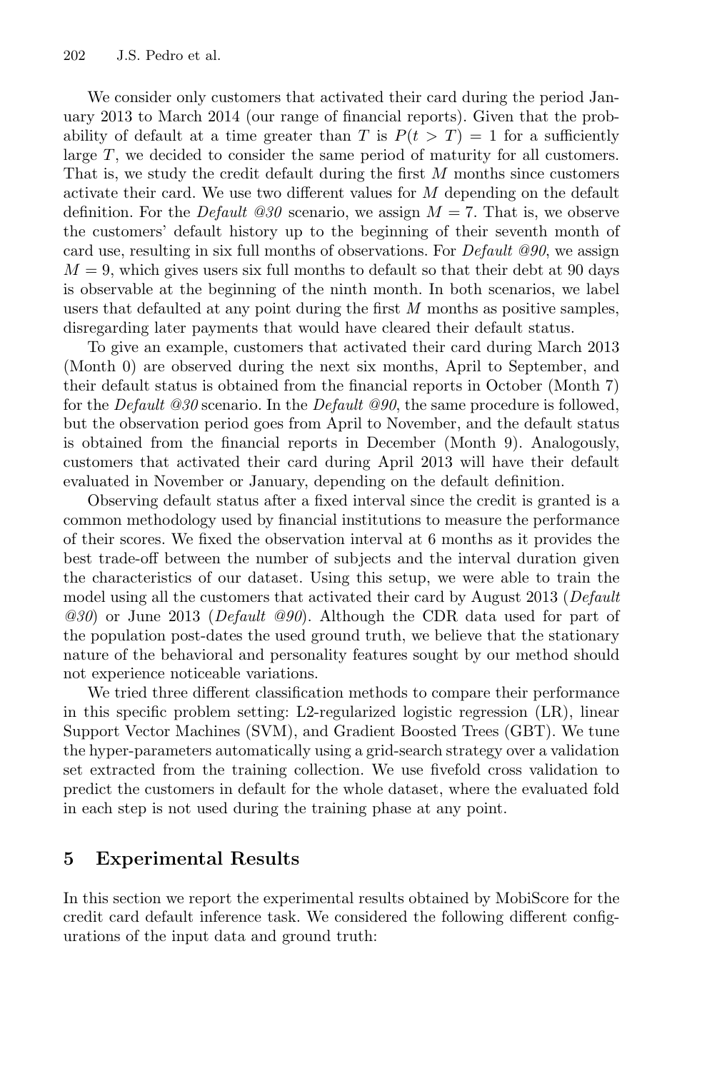We consider only customers that activated their card during the period January 2013 to March 2014 (our range of financial reports). Given that the probability of default at a time greater than $T$ is $P(t > T) = 1$ for a sufficiently large $T$, we decided to consider the same period of maturity for all customers. That is, we study the credit default during the first $M$ months since customers activate their card. We use two different values for $M$ depending on the default definition. For the *Default @30* scenario, we assign $M = 7$. That is, we observe the customers' default history up to the beginning of their seventh month of card use, resulting in six full months of observations. For *Default @90*, we assign $M = 9$, which gives users six full months to default so that their debt at 90 days is observable at the beginning of the ninth month. In both scenarios, we label users that defaulted at any point during the first $M$ months as positive samples, disregarding later payments that would have cleared their default status.

To give an example, customers that activated their card during March 2013 (Month 0) are observed during the next six months, April to September, and their default status is obtained from the financial reports in October (Month 7) for the *Default @30* scenario. In the *Default @90*, the same procedure is followed, but the observation period goes from April to November, and the default status is obtained from the financial reports in December (Month 9). Analogously, customers that activated their card during April 2013 will have their default evaluated in November or January, depending on the default definition.

Observing default status after a fixed interval since the credit is granted is a common methodology used by financial institutions to measure the performance of their scores. We fixed the observation interval at 6 months as it provides the best trade-off between the number of subjects and the interval duration given the characteristics of our dataset. Using this setup, we were able to train the model using all the customers that activated their card by August 2013 (*Default @30*) or June 2013 (*Default @90*). Although the CDR data used for part of the population post-dates the used ground truth, we believe that the stationary nature of the behavioral and personality features sought by our method should not experience noticeable variations.

We tried three different classification methods to compare their performance in this specific problem setting: L2-regularized logistic regression (LR), linear Support Vector Machines (SVM), and Gradient Boosted Trees (GBT). We tune the hyper-parameters automatically using a grid-search strategy over a validation set extracted from the training collection. We use fivefold cross validation to predict the customers in default for the whole dataset, where the evaluated fold in each step is not used during the training phase at any point.

## 5 Experimental Results

In this section we report the experimental results obtained by MobiScore for the credit card default inference task. We considered the following different configurations of the input data and ground truth: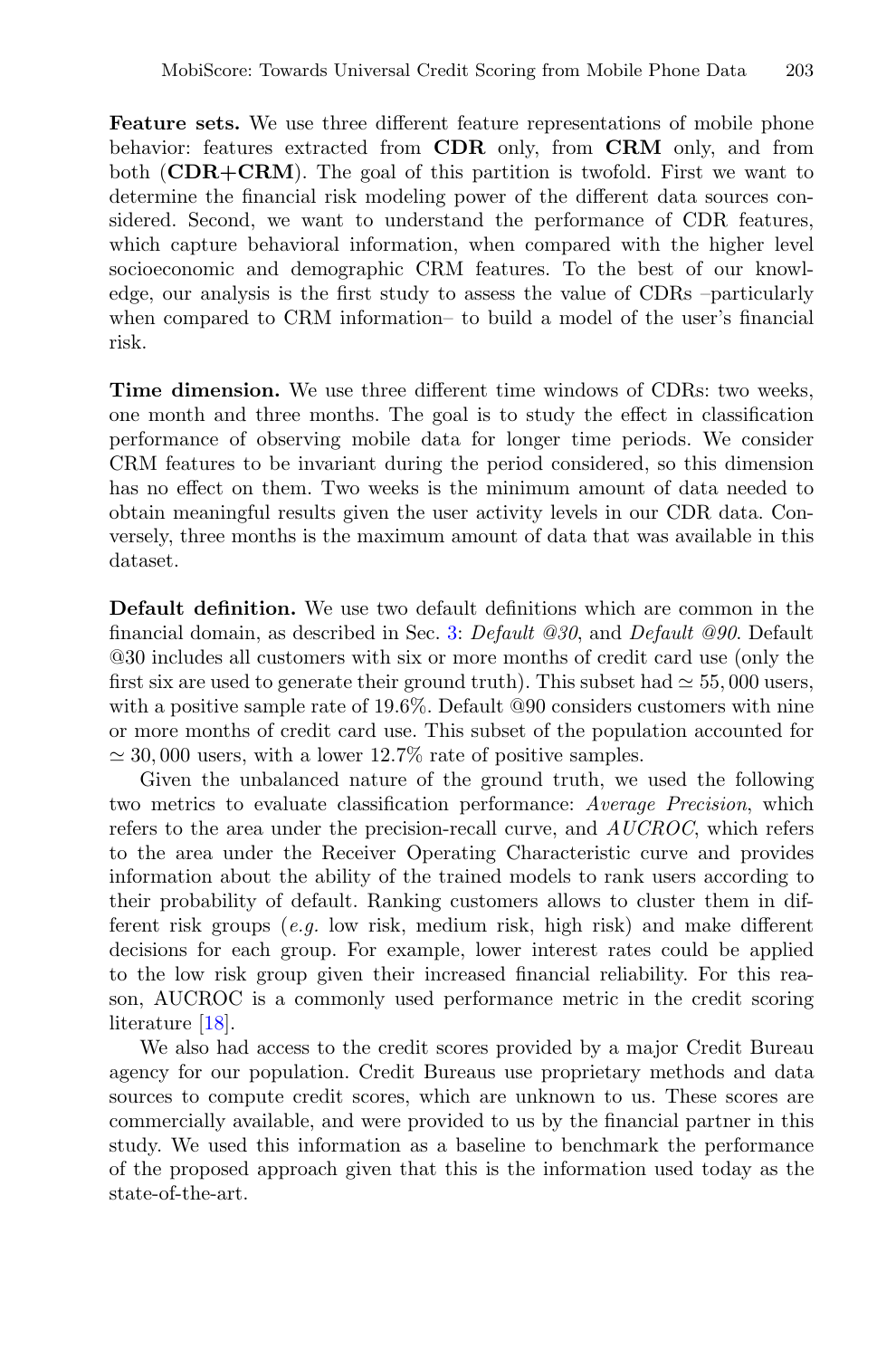**Feature sets.** We use three different feature representations of mobile phone behavior: features extracted from **CDR** only, from **CRM** only, and from both (**CDR+CRM**). The goal of this partition is twofold. First we want to determine the financial risk modeling power of the different data sources considered. Second, we want to understand the performance of CDR features, which capture behavioral information, when compared with the higher level socioeconomic and demographic CRM features. To the best of our knowledge, our analysis is the first study to assess the value of CDRs –particularly when compared to CRM information– to build a model of the user's financial risk.

**Time dimension.** We use three different time windows of CDRs: two weeks, one month and three months. The goal is to study the effect in classification performance of observing mobile data for longer time periods. We consider CRM features to be invariant during the period considered, so this dimension has no effect on them. Two weeks is the minimum amount of data needed to obtain meaningful results given the user activity levels in our CDR data. Conversely, three months is the maximum amount of data that was available in this dataset.

**Default definition.** We use two default definitions which are common in the financial domain, as described in Sec. 3: *Default @30*, and *Default @90*. Default @30 includes all customers with six or more months of credit card use (only the first six are used to generate their ground truth). This subset had $\simeq 55,000$ users, with a positive sample rate of 19.6%. Default @90 considers customers with nine or more months of credit card use. This subset of the population accounted for $\simeq 30,000$ users, with a lower 12.7% rate of positive samples.

Given the unbalanced nature of the ground truth, we used the following two metrics to evaluate classification performance: *Average Precision*, which refers to the area under the precision-recall curve, and *AUCROC*, which refers to the area under the Receiver Operating Characteristic curve and provides information about the ability of the trained models to rank users according to their probability of default. Ranking customers allows to cluster them in different risk groups (*e.g.* low risk, medium risk, high risk) and make different decisions for each group. For example, lower interest rates could be applied to the low risk group given their increased financial reliability. For this reason, AUCROC is a commonly used performance metric in the credit scoring literature [18].

We also had access to the credit scores provided by a major Credit Bureau agency for our population. Credit Bureaus use proprietary methods and data sources to compute credit scores, which are unknown to us. These scores are commercially available, and were provided to us by the financial partner in this study. We used this information as a baseline to benchmark the performance of the proposed approach given that this is the information used today as the state-of-the-art.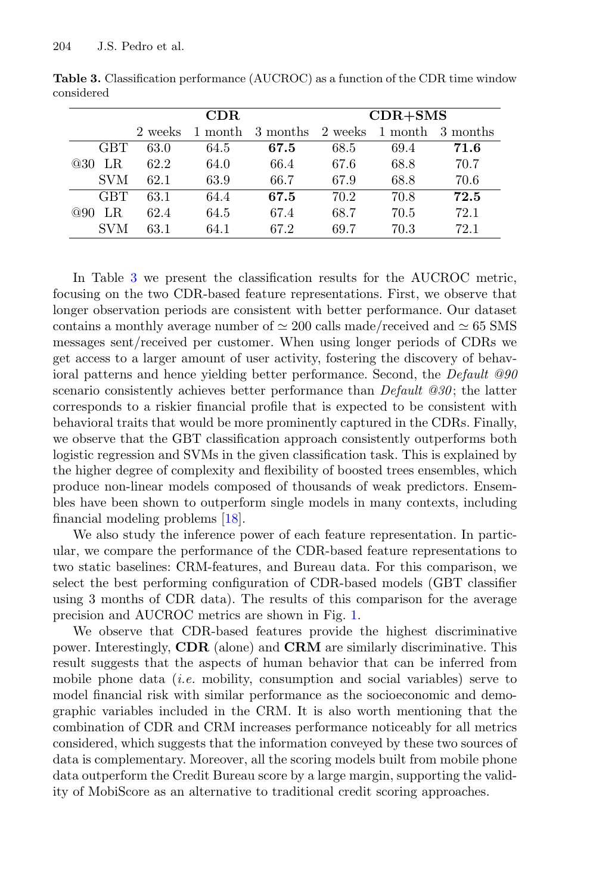**Table 3.** Classification performance (AUCROC) as a function of the CDR time window considered

| | | **CDR** | | | **CDR+SMS** | | |
|---|---|---|---|---|---|---|---|
| | | 2 weeks | 1 month | 3 months | 2 weeks | 1 month | 3 months |
| @30 | GBT | 63.0 | 64.5 | **67.5** | 68.5 | 69.4 | **71.6** |
| | LR | 62.2 | 64.0 | 66.4 | 67.6 | 68.8 | 70.7 |
| | SVM | 62.1 | 63.9 | 66.7 | 67.9 | 68.8 | 70.6 |
| @90 | GBT | 63.1 | 64.4 | **67.5** | 70.2 | 70.8 | **72.5** |
| | LR | 62.4 | 64.5 | 67.4 | 68.7 | 70.5 | 72.1 |
| | SVM | 63.1 | 64.1 | 67.2 | 69.7 | 70.3 | 72.1 |

In Table 3 we present the classification results for the AUCROC metric, focusing on the two CDR-based feature representations. First, we observe that longer observation periods are consistent with better performance. Our dataset contains a monthly average number of $\simeq 200$ calls made/received and $\simeq 65$ SMS messages sent/received per customer. When using longer periods of CDRs we get access to a larger amount of user activity, fostering the discovery of behavioral patterns and hence yielding better performance. Second, the *Default @90* scenario consistently achieves better performance than *Default @30*; the latter corresponds to a riskier financial profile that is expected to be consistent with behavioral traits that would be more prominently captured in the CDRs. Finally, we observe that the GBT classification approach consistently outperforms both logistic regression and SVMs in the given classification task. This is explained by the higher degree of complexity and flexibility of boosted trees ensembles, which produce non-linear models composed of thousands of weak predictors. Ensembles have been shown to outperform single models in many contexts, including financial modeling problems [18].

We also study the inference power of each feature representation. In particular, we compare the performance of the CDR-based feature representations to two static baselines: CRM-features, and Bureau data. For this comparison, we select the best performing configuration of CDR-based models (GBT classifier using 3 months of CDR data). The results of this comparison for the average precision and AUCROC metrics are shown in Fig. 1.

We observe that CDR-based features provide the highest discriminative power. Interestingly, **CDR** (alone) and **CRM** are similarly discriminative. This result suggests that the aspects of human behavior that can be inferred from mobile phone data (*i.e.* mobility, consumption and social variables) serve to model financial risk with similar performance as the socioeconomic and demographic variables included in the CRM. It is also worth mentioning that the combination of CDR and CRM increases performance noticeably for all metrics considered, which suggests that the information conveyed by these two sources of data is complementary. Moreover, all the scoring models built from mobile phone data outperform the Credit Bureau score by a large margin, supporting the validity of MobiScore as an alternative to traditional credit scoring approaches.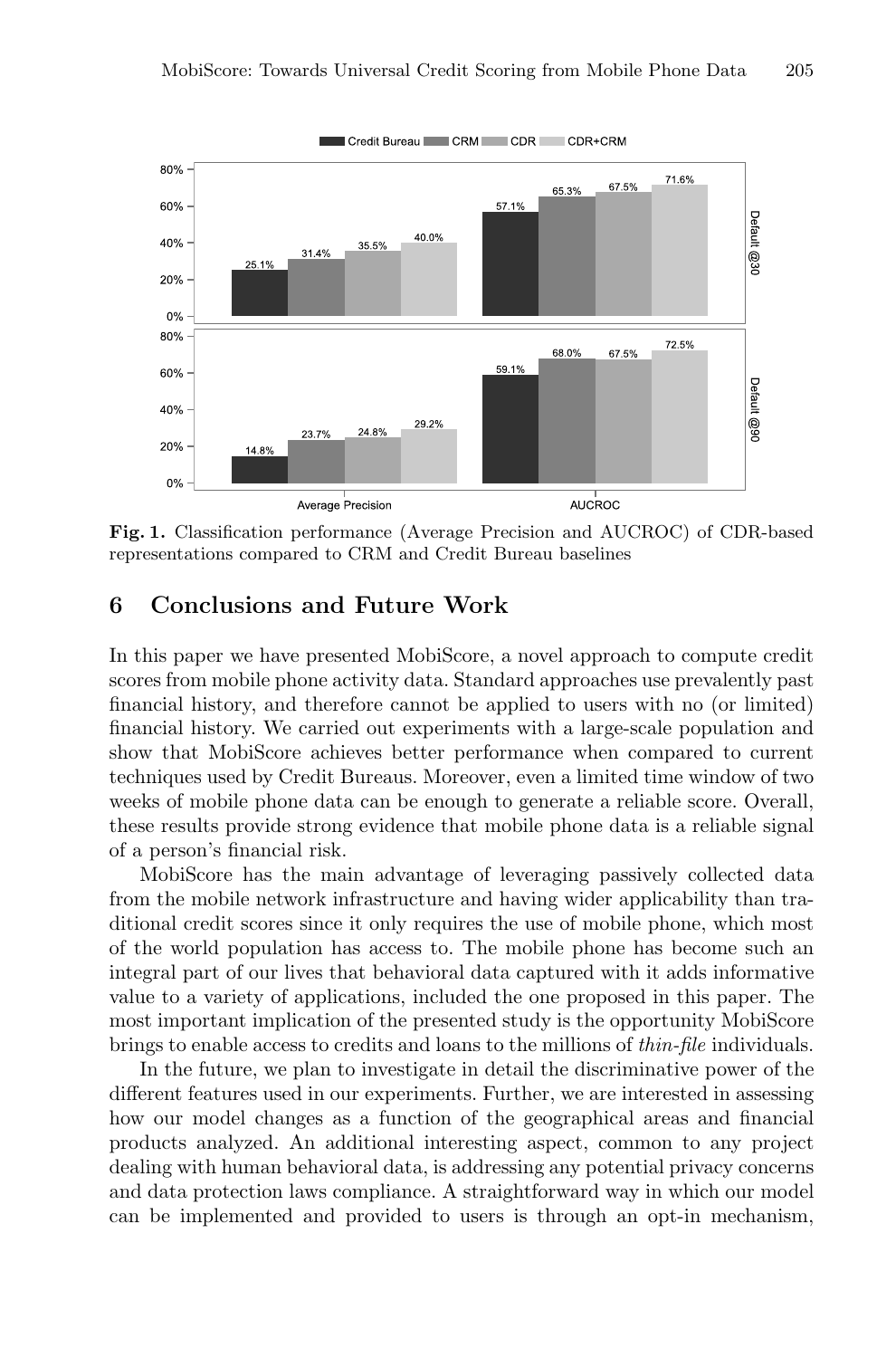Credit Bureau CRM CDR CDR+CRM

Default @30

80%
60%
40%
20%
0%

25.1% 31.4% 35.5% 40.0%

57.1% 65.3% 67.5% 71.6%

Default @90

80%
60%
40%
20%
0%

14.8% 23.7% 24.8% 29.2%

59.1% 68.0% 67.5% 72.5%

Average Precision AUCROC

**Fig. 1.** Classification performance (Average Precision and AUCROC) of CDR-based representations compared to CRM and Credit Bureau baselines

## 6 Conclusions and Future Work

In this paper we have presented MobiScore, a novel approach to compute credit scores from mobile phone activity data. Standard approaches use prevalently past financial history, and therefore cannot be applied to users with no (or limited) financial history. We carried out experiments with a large-scale population and show that MobiScore achieves better performance when compared to current techniques used by Credit Bureaus. Moreover, even a limited time window of two weeks of mobile phone data can be enough to generate a reliable score. Overall, these results provide strong evidence that mobile phone data is a reliable signal of a person's financial risk.

MobiScore has the main advantage of leveraging passively collected data from the mobile network infrastructure and having wider applicability than traditional credit scores since it only requires the use of mobile phone, which most of the world population has access to. The mobile phone has become such an integral part of our lives that behavioral data captured with it adds informative value to a variety of applications, included the one proposed in this paper. The most important implication of the presented study is the opportunity MobiScore brings to enable access to credits and loans to the millions of *thin-file* individuals.

In the future, we plan to investigate in detail the discriminative power of the different features used in our experiments. Further, we are interested in assessing how our model changes as a function of the geographical areas and financial products analyzed. An additional interesting aspect, common to any project dealing with human behavioral data, is addressing any potential privacy concerns and data protection laws compliance. A straightforward way in which our model can be implemented and provided to users is through an opt-in mechanism,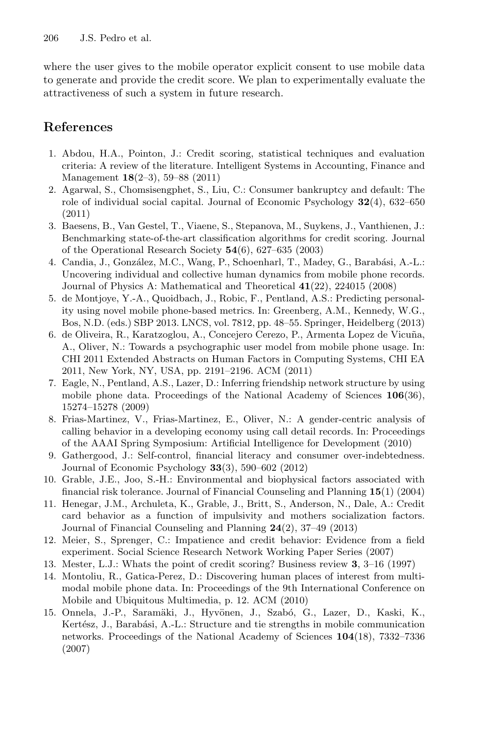where the user gives to the mobile operator explicit consent to use mobile data to generate and provide the credit score. We plan to experimentally evaluate the attractiveness of such a system in future research.

## References

1. Abdou, H.A., Pointon, J.: Credit scoring, statistical techniques and evaluation criteria: A review of the literature. Intelligent Systems in Accounting, Finance and Management **18**(2–3), 59–88 (2011)
2. Agarwal, S., Chomsisengphet, S., Liu, C.: Consumer bankruptcy and default: The role of individual social capital. Journal of Economic Psychology **32**(4), 632–650 (2011)
3. Baesens, B., Van Gestel, T., Viaene, S., Stepanova, M., Suykens, J., Vanthienen, J.: Benchmarking state-of-the-art classification algorithms for credit scoring. Journal of the Operational Research Society **54**(6), 627–635 (2003)
4. Candia, J., González, M.C., Wang, P., Schoenharl, T., Madey, G., Barabási, A.-L.: Uncovering individual and collective human dynamics from mobile phone records. Journal of Physics A: Mathematical and Theoretical **41**(22), 224015 (2008)
5. de Montjoye, Y.-A., Quoidbach, J., Robic, F., Pentland, A.S.: Predicting personality using novel mobile phone-based metrics. In: Greenberg, A.M., Kennedy, W.G., Bos, N.D. (eds.) SBP 2013. LNCS, vol. 7812, pp. 48–55. Springer, Heidelberg (2013)
6. de Oliveira, R., Karatzoglou, A., Concejero Cerezo, P., Armenta Lopez de Vicuña, A., Oliver, N.: Towards a psychographic user model from mobile phone usage. In: CHI 2011 Extended Abstracts on Human Factors in Computing Systems, CHI EA 2011, New York, NY, USA, pp. 2191–2196. ACM (2011)
7. Eagle, N., Pentland, A.S., Lazer, D.: Inferring friendship network structure by using mobile phone data. Proceedings of the National Academy of Sciences **106**(36), 15274–15278 (2009)
8. Frias-Martinez, V., Frias-Martinez, E., Oliver, N.: A gender-centric analysis of calling behavior in a developing economy using call detail records. In: Proceedings of the AAAI Spring Symposium: Artificial Intelligence for Development (2010)
9. Gathergood, J.: Self-control, financial literacy and consumer over-indebtedness. Journal of Economic Psychology **33**(3), 590–602 (2012)
10. Grable, J.E., Joo, S.-H.: Environmental and biophysical factors associated with financial risk tolerance. Journal of Financial Counseling and Planning **15**(1) (2004)
11. Henegar, J.M., Archuleta, K., Grable, J., Britt, S., Anderson, N., Dale, A.: Credit card behavior as a function of impulsivity and mothers socialization factors. Journal of Financial Counseling and Planning **24**(2), 37–49 (2013)
12. Meier, S., Sprenger, C.: Impatience and credit behavior: Evidence from a field experiment. Social Science Research Network Working Paper Series (2007)
13. Mester, L.J.: Whats the point of credit scoring? Business review **3**, 3–16 (1997)
14. Montoliu, R., Gatica-Perez, D.: Discovering human places of interest from multimodal mobile phone data. In: Proceedings of the 9th International Conference on Mobile and Ubiquitous Multimedia, p. 12. ACM (2010)
15. Onnela, J.-P., Saramäki, J., Hyvönen, J., Szabó, G., Lazer, D., Kaski, K., Kertész, J., Barabási, A.-L.: Structure and tie strengths in mobile communication networks. Proceedings of the National Academy of Sciences **104**(18), 7332–7336 (2007)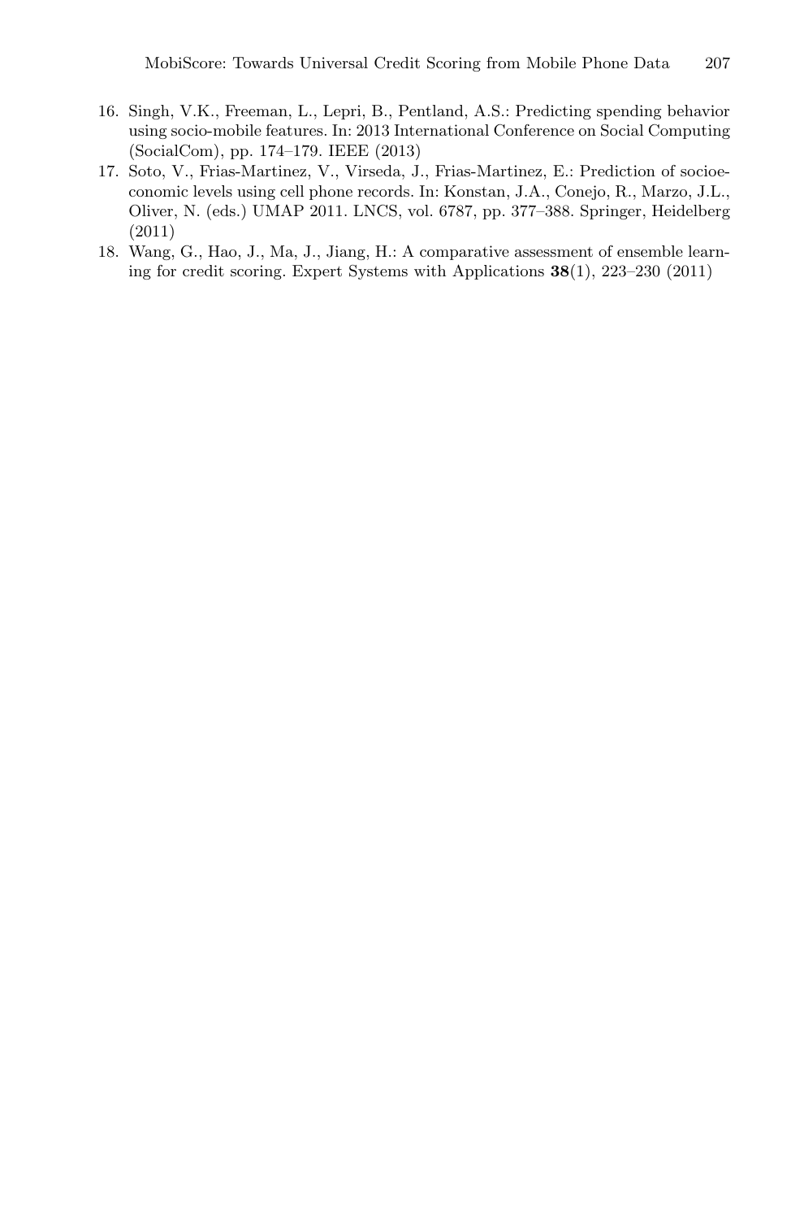16. Singh, V.K., Freeman, L., Lepri, B., Pentland, A.S.: Predicting spending behavior using socio-mobile features. In: 2013 International Conference on Social Computing (SocialCom), pp. 174–179. IEEE (2013)
17. Soto, V., Frias-Martinez, V., Virseda, J., Frias-Martinez, E.: Prediction of socioeconomic levels using cell phone records. In: Konstan, J.A., Conejo, R., Marzo, J.L., Oliver, N. (eds.) UMAP 2011. LNCS, vol. 6787, pp. 377–388. Springer, Heidelberg (2011)
18. Wang, G., Hao, J., Ma, J., Jiang, H.: A comparative assessment of ensemble learning for credit scoring. Expert Systems with Applications **38**(1), 223–230 (2011)